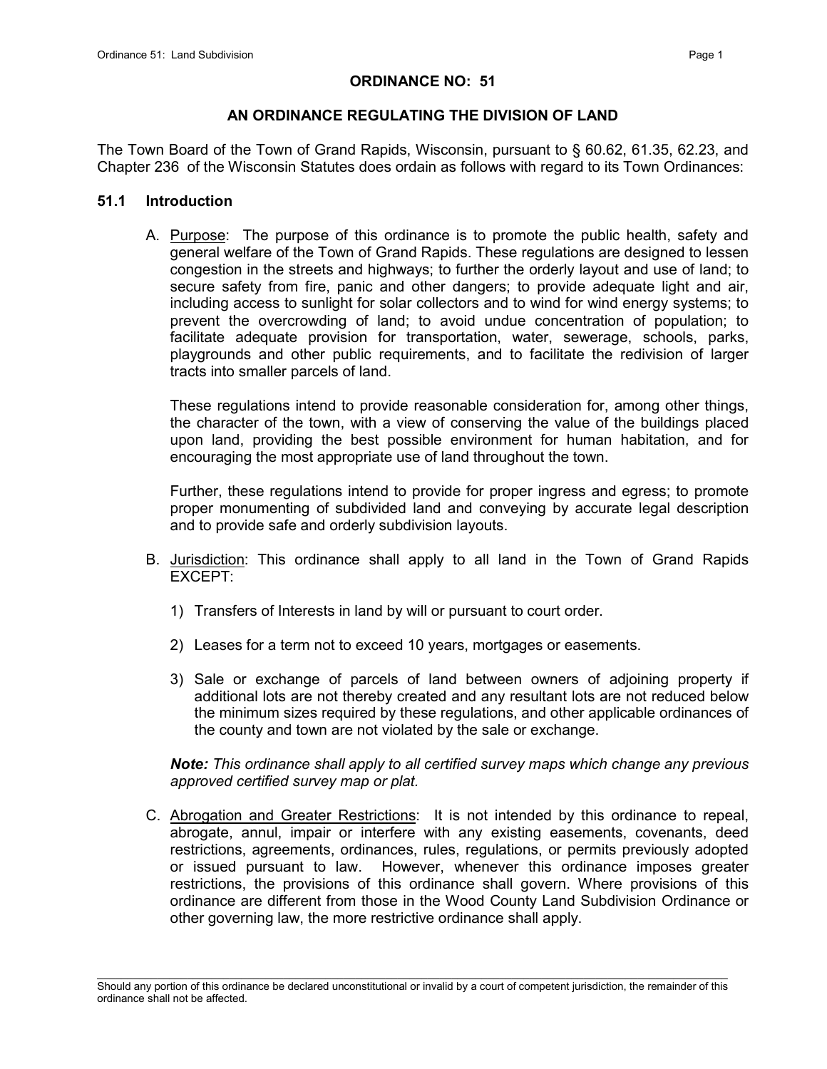# ORDINANCE NO: 51

## AN ORDINANCE REGULATING THE DIVISION OF LAND

The Town Board of the Town of Grand Rapids, Wisconsin, pursuant to § 60.62, 61.35, 62.23, and Chapter 236 of the Wisconsin Statutes does ordain as follows with regard to its Town Ordinances:

### 51.1 Introduction

A. Purpose: The purpose of this ordinance is to promote the public health, safety and general welfare of the Town of Grand Rapids. These regulations are designed to lessen congestion in the streets and highways; to further the orderly layout and use of land; to secure safety from fire, panic and other dangers; to provide adequate light and air, including access to sunlight for solar collectors and to wind for wind energy systems; to prevent the overcrowding of land; to avoid undue concentration of population; to facilitate adequate provision for transportation, water, sewerage, schools, parks, playgrounds and other public requirements, and to facilitate the redivision of larger tracts into smaller parcels of land.

   These regulations intend to provide reasonable consideration for, among other things, the character of the town, with a view of conserving the value of the buildings placed upon land, providing the best possible environment for human habitation, and for encouraging the most appropriate use of land throughout the town.

   Further, these regulations intend to provide for proper ingress and egress; to promote proper monumenting of subdivided land and conveying by accurate legal description and to provide safe and orderly subdivision layouts.

B. Jurisdiction: This ordinance shall apply to all land in the Town of Grand Rapids EXCEPT:

   1) Transfers of Interests in land by will or pursuant to court order.

   2) Leases for a term not to exceed 10 years, mortgages or easements.

   3) Sale or exchange of parcels of land between owners of adjoining property if additional lots are not thereby created and any resultant lots are not reduced below the minimum sizes required by these regulations, and other applicable ordinances of the county and town are not violated by the sale or exchange.

   ***Note:*** *This ordinance shall apply to all certified survey maps which change any previous approved certified survey map or plat.*

C. Abrogation and Greater Restrictions: It is not intended by this ordinance to repeal, abrogate, annul, impair or interfere with any existing easements, covenants, deed restrictions, agreements, ordinances, rules, regulations, or permits previously adopted or issued pursuant to law. However, whenever this ordinance imposes greater restrictions, the provisions of this ordinance shall govern. Where provisions of this ordinance are different from those in the Wood County Land Subdivision Ordinance or other governing law, the more restrictive ordinance shall apply.

---

Should any portion of this ordinance be declared unconstitutional or invalid by a court of competent jurisdiction, the remainder of this ordinance shall not be affected.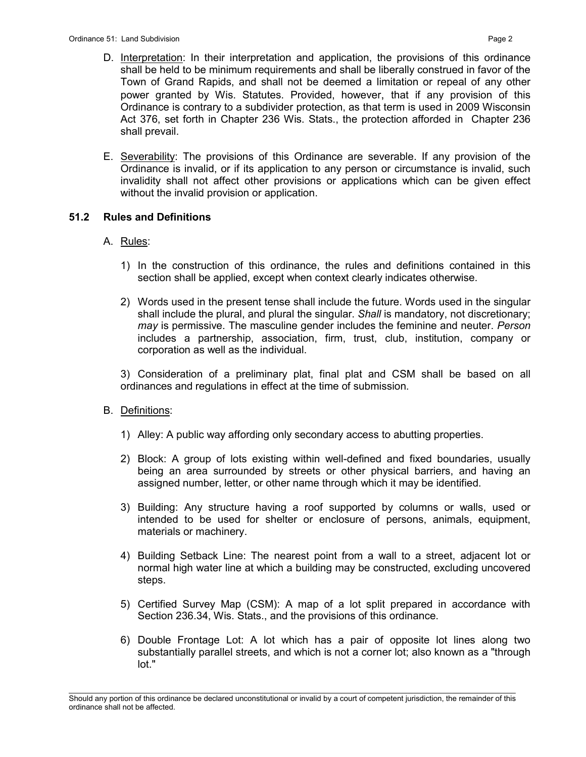D. Interpretation: In their interpretation and application, the provisions of this ordinance shall be held to be minimum requirements and shall be liberally construed in favor of the Town of Grand Rapids, and shall not be deemed a limitation or repeal of any other power granted by Wis. Statutes. Provided, however, that if any provision of this Ordinance is contrary to a subdivider protection, as that term is used in 2009 Wisconsin Act 376, set forth in Chapter 236 Wis. Stats., the protection afforded in Chapter 236 shall prevail.

E. Severability: The provisions of this Ordinance are severable. If any provision of the Ordinance is invalid, or if its application to any person or circumstance is invalid, such invalidity shall not affect other provisions or applications which can be given effect without the invalid provision or application.

## 51.2 Rules and Definitions

A. Rules:

1) In the construction of this ordinance, the rules and definitions contained in this section shall be applied, except when context clearly indicates otherwise.

2) Words used in the present tense shall include the future. Words used in the singular shall include the plural, and plural the singular. *Shall* is mandatory, not discretionary; *may* is permissive. The masculine gender includes the feminine and neuter. *Person* includes a partnership, association, firm, trust, club, institution, company or corporation as well as the individual.

3) Consideration of a preliminary plat, final plat and CSM shall be based on all ordinances and regulations in effect at the time of submission.

B. Definitions:

1) Alley: A public way affording only secondary access to abutting properties.

2) Block: A group of lots existing within well-defined and fixed boundaries, usually being an area surrounded by streets or other physical barriers, and having an assigned number, letter, or other name through which it may be identified.

3) Building: Any structure having a roof supported by columns or walls, used or intended to be used for shelter or enclosure of persons, animals, equipment, materials or machinery.

4) Building Setback Line: The nearest point from a wall to a street, adjacent lot or normal high water line at which a building may be constructed, excluding uncovered steps.

5) Certified Survey Map (CSM): A map of a lot split prepared in accordance with Section 236.34, Wis. Stats., and the provisions of this ordinance.

6) Double Frontage Lot: A lot which has a pair of opposite lot lines along two substantially parallel streets, and which is not a corner lot; also known as a "through lot."

Should any portion of this ordinance be declared unconstitutional or invalid by a court of competent jurisdiction, the remainder of this ordinance shall not be affected.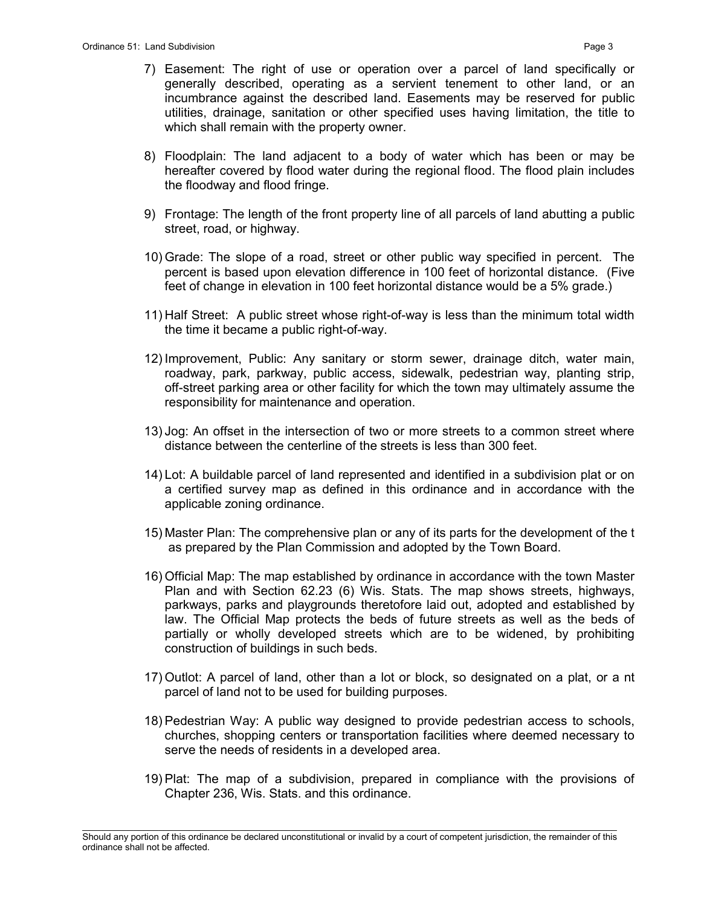7) Easement: The right of use or operation over a parcel of land specifically or generally described, operating as a servient tenement to other land, or an incumbrance against the described land. Easements may be reserved for public utilities, drainage, sanitation or other specified uses having limitation, the title to which shall remain with the property owner.

8) Floodplain: The land adjacent to a body of water which has been or may be hereafter covered by flood water during the regional flood. The flood plain includes the floodway and flood fringe.

9) Frontage: The length of the front property line of all parcels of land abutting a public street, road, or highway.

10) Grade: The slope of a road, street or other public way specified in percent. The percent is based upon elevation difference in 100 feet of horizontal distance. (Five feet of change in elevation in 100 feet horizontal distance would be a 5% grade.)

11) Half Street: A public street whose right-of-way is less than the minimum total width the time it became a public right-of-way.

12) Improvement, Public: Any sanitary or storm sewer, drainage ditch, water main, roadway, park, parkway, public access, sidewalk, pedestrian way, planting strip, off-street parking area or other facility for which the town may ultimately assume the responsibility for maintenance and operation.

13) Jog: An offset in the intersection of two or more streets to a common street where distance between the centerline of the streets is less than 300 feet.

14) Lot: A buildable parcel of land represented and identified in a subdivision plat or on a certified survey map as defined in this ordinance and in accordance with the applicable zoning ordinance.

15) Master Plan: The comprehensive plan or any of its parts for the development of the t as prepared by the Plan Commission and adopted by the Town Board.

16) Official Map: The map established by ordinance in accordance with the town Master Plan and with Section 62.23 (6) Wis. Stats. The map shows streets, highways, parkways, parks and playgrounds theretofore laid out, adopted and established by law. The Official Map protects the beds of future streets as well as the beds of partially or wholly developed streets which are to be widened, by prohibiting construction of buildings in such beds.

17) Outlot: A parcel of land, other than a lot or block, so designated on a plat, or a nt parcel of land not to be used for building purposes.

18) Pedestrian Way: A public way designed to provide pedestrian access to schools, churches, shopping centers or transportation facilities where deemed necessary to serve the needs of residents in a developed area.

19) Plat: The map of a subdivision, prepared in compliance with the provisions of Chapter 236, Wis. Stats. and this ordinance.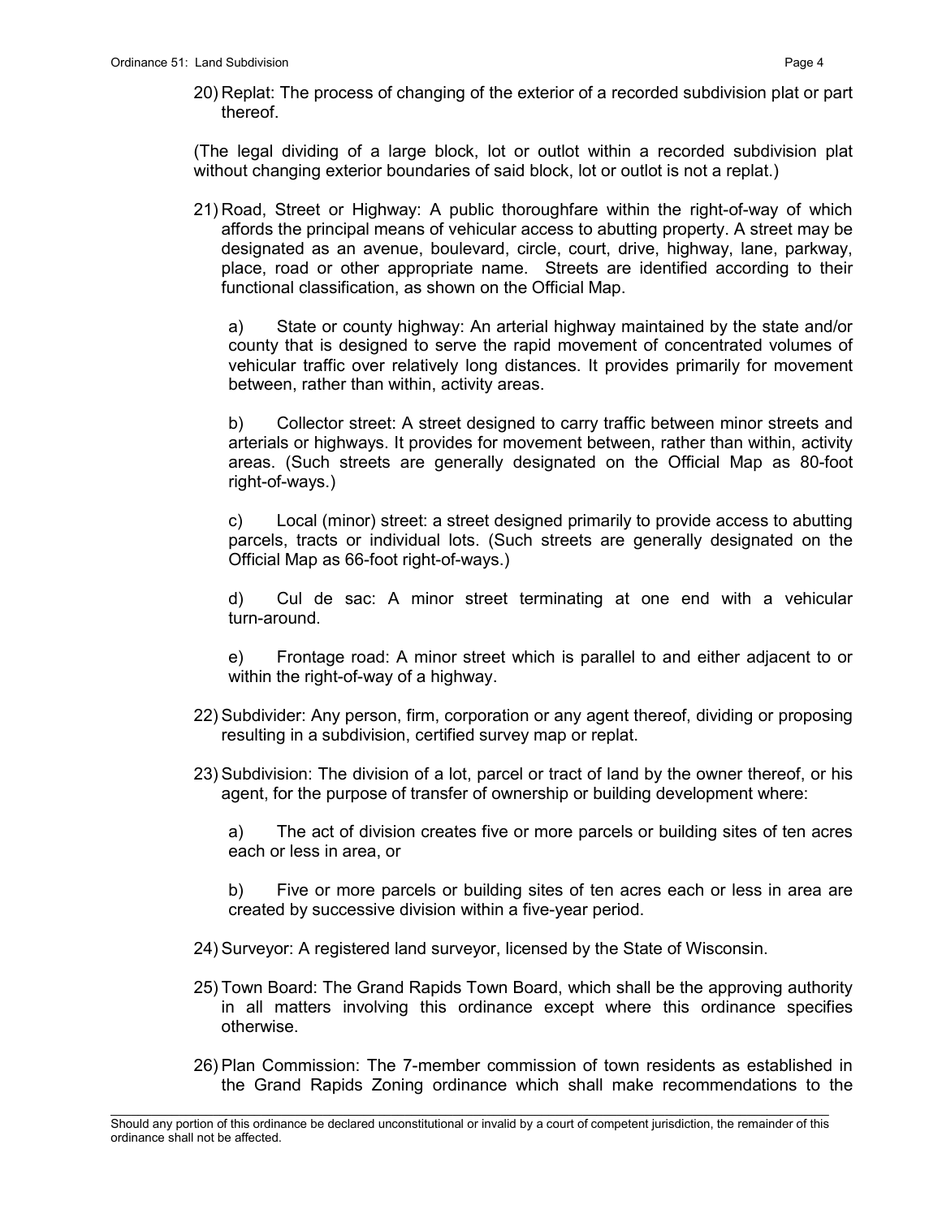20) Replat: The process of changing of the exterior of a recorded subdivision plat or part thereof.

(The legal dividing of a large block, lot or outlot within a recorded subdivision plat without changing exterior boundaries of said block, lot or outlot is not a replat.)

21) Road, Street or Highway: A public thoroughfare within the right-of-way of which affords the principal means of vehicular access to abutting property. A street may be designated as an avenue, boulevard, circle, court, drive, highway, lane, parkway, place, road or other appropriate name. Streets are identified according to their functional classification, as shown on the Official Map.

    a) State or county highway: An arterial highway maintained by the state and/or county that is designed to serve the rapid movement of concentrated volumes of vehicular traffic over relatively long distances. It provides primarily for movement between, rather than within, activity areas.

    b) Collector street: A street designed to carry traffic between minor streets and arterials or highways. It provides for movement between, rather than within, activity areas. (Such streets are generally designated on the Official Map as 80-foot right-of-ways.)

    c) Local (minor) street: a street designed primarily to provide access to abutting parcels, tracts or individual lots. (Such streets are generally designated on the Official Map as 66-foot right-of-ways.)

    d) Cul de sac: A minor street terminating at one end with a vehicular turn-around.

    e) Frontage road: A minor street which is parallel to and either adjacent to or within the right-of-way of a highway.

22) Subdivider: Any person, firm, corporation or any agent thereof, dividing or proposing resulting in a subdivision, certified survey map or replat.

23) Subdivision: The division of a lot, parcel or tract of land by the owner thereof, or his agent, for the purpose of transfer of ownership or building development where:

    a) The act of division creates five or more parcels or building sites of ten acres each or less in area, or

    b) Five or more parcels or building sites of ten acres each or less in area are created by successive division within a five-year period.

24) Surveyor: A registered land surveyor, licensed by the State of Wisconsin.

25) Town Board: The Grand Rapids Town Board, which shall be the approving authority in all matters involving this ordinance except where this ordinance specifies otherwise.

26) Plan Commission: The 7-member commission of town residents as established in the Grand Rapids Zoning ordinance which shall make recommendations to the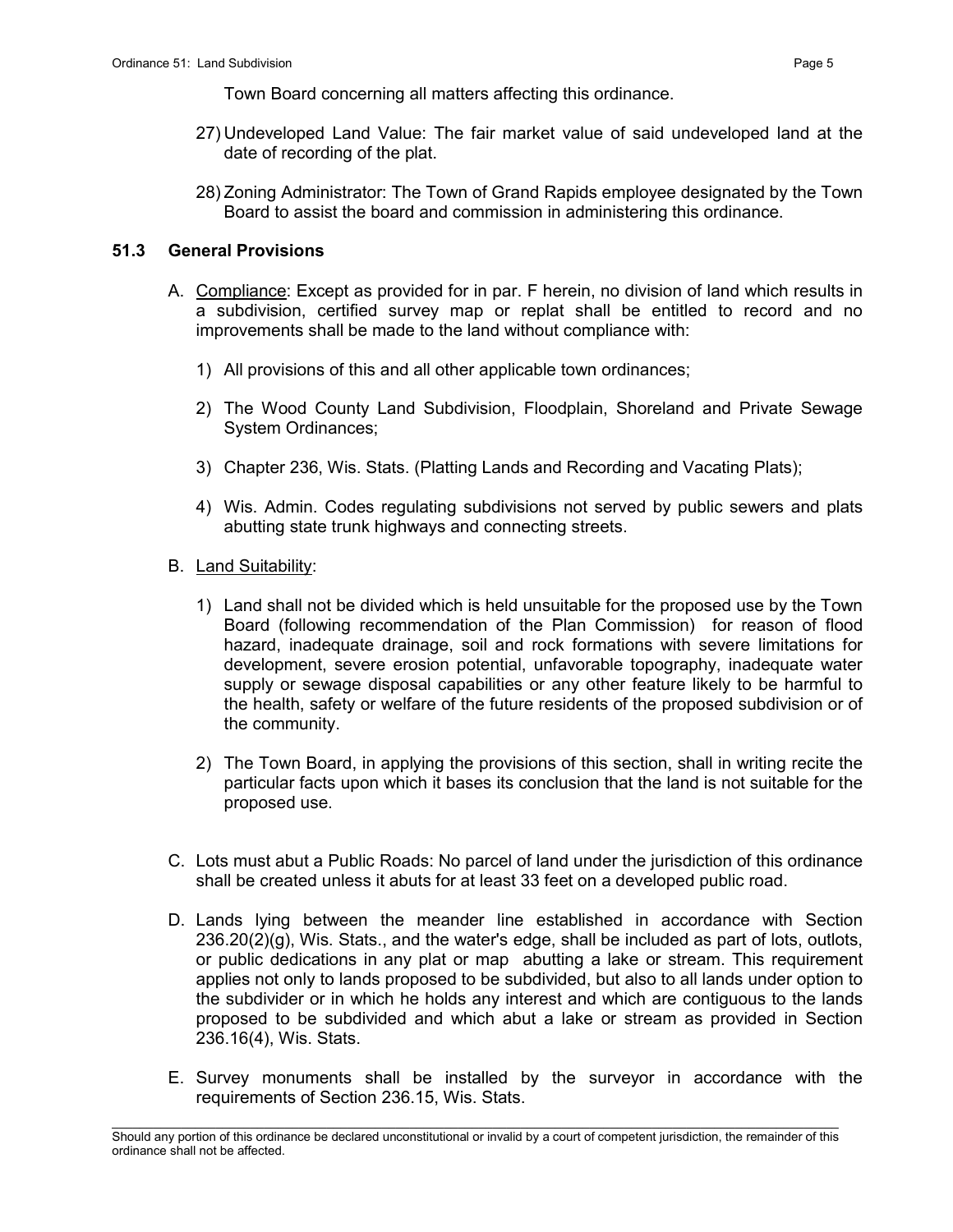Town Board concerning all matters affecting this ordinance.

27) Undeveloped Land Value: The fair market value of said undeveloped land at the date of recording of the plat.

28) Zoning Administrator: The Town of Grand Rapids employee designated by the Town Board to assist the board and commission in administering this ordinance.

## 51.3 General Provisions

A. Compliance: Except as provided for in par. F herein, no division of land which results in a subdivision, certified survey map or replat shall be entitled to record and no improvements shall be made to the land without compliance with:

   1) All provisions of this and all other applicable town ordinances;

   2) The Wood County Land Subdivision, Floodplain, Shoreland and Private Sewage System Ordinances;

   3) Chapter 236, Wis. Stats. (Platting Lands and Recording and Vacating Plats);

   4) Wis. Admin. Codes regulating subdivisions not served by public sewers and plats abutting state trunk highways and connecting streets.

B. Land Suitability:

   1) Land shall not be divided which is held unsuitable for the proposed use by the Town Board (following recommendation of the Plan Commission) for reason of flood hazard, inadequate drainage, soil and rock formations with severe limitations for development, severe erosion potential, unfavorable topography, inadequate water supply or sewage disposal capabilities or any other feature likely to be harmful to the health, safety or welfare of the future residents of the proposed subdivision or of the community.

   2) The Town Board, in applying the provisions of this section, shall in writing recite the particular facts upon which it bases its conclusion that the land is not suitable for the proposed use.

C. Lots must abut a Public Roads: No parcel of land under the jurisdiction of this ordinance shall be created unless it abuts for at least 33 feet on a developed public road.

D. Lands lying between the meander line established in accordance with Section 236.20(2)(g), Wis. Stats., and the water's edge, shall be included as part of lots, outlots, or public dedications in any plat or map abutting a lake or stream. This requirement applies not only to lands proposed to be subdivided, but also to all lands under option to the subdivider or in which he holds any interest and which are contiguous to the lands proposed to be subdivided and which abut a lake or stream as provided in Section 236.16(4), Wis. Stats.

E. Survey monuments shall be installed by the surveyor in accordance with the requirements of Section 236.15, Wis. Stats.

Should any portion of this ordinance be declared unconstitutional or invalid by a court of competent jurisdiction, the remainder of this ordinance shall not be affected.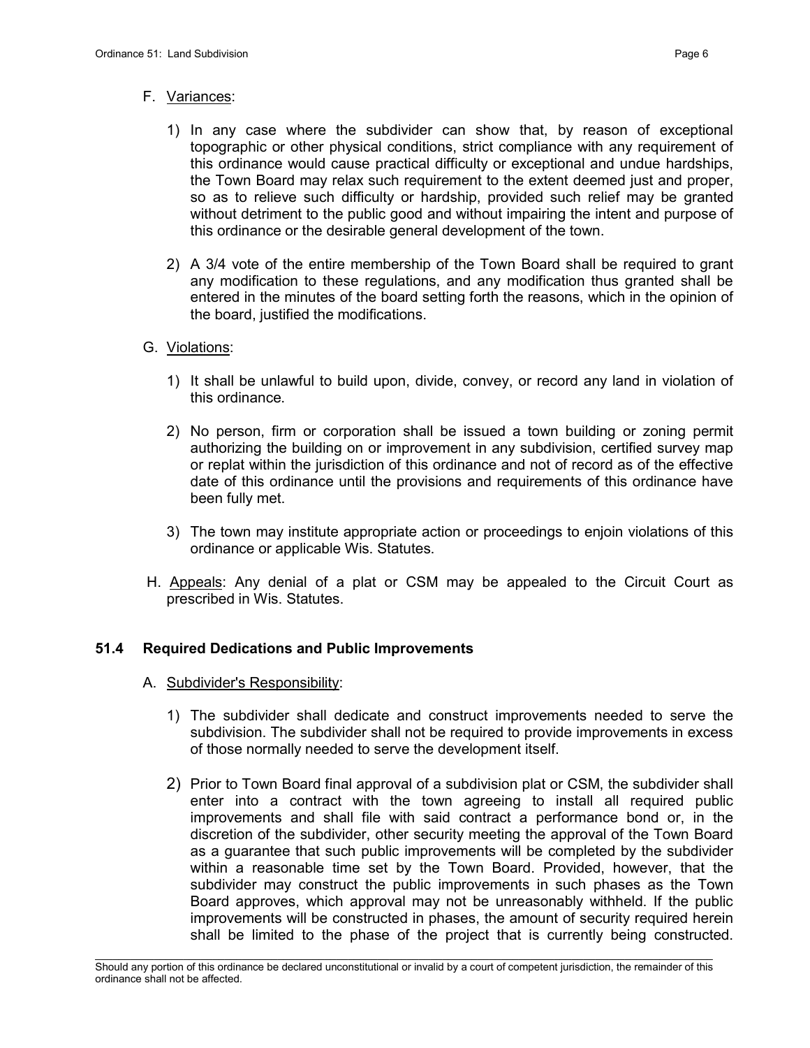F. Variances:

1) In any case where the subdivider can show that, by reason of exceptional topographic or other physical conditions, strict compliance with any requirement of this ordinance would cause practical difficulty or exceptional and undue hardships, the Town Board may relax such requirement to the extent deemed just and proper, so as to relieve such difficulty or hardship, provided such relief may be granted without detriment to the public good and without impairing the intent and purpose of this ordinance or the desirable general development of the town.

2) A 3/4 vote of the entire membership of the Town Board shall be required to grant any modification to these regulations, and any modification thus granted shall be entered in the minutes of the board setting forth the reasons, which in the opinion of the board, justified the modifications.

G. Violations:

1) It shall be unlawful to build upon, divide, convey, or record any land in violation of this ordinance.

2) No person, firm or corporation shall be issued a town building or zoning permit authorizing the building on or improvement in any subdivision, certified survey map or replat within the jurisdiction of this ordinance and not of record as of the effective date of this ordinance until the provisions and requirements of this ordinance have been fully met.

3) The town may institute appropriate action or proceedings to enjoin violations of this ordinance or applicable Wis. Statutes.

H. Appeals: Any denial of a plat or CSM may be appealed to the Circuit Court as prescribed in Wis. Statutes.

## 51.4 Required Dedications and Public Improvements

A. Subdivider's Responsibility:

1) The subdivider shall dedicate and construct improvements needed to serve the subdivision. The subdivider shall not be required to provide improvements in excess of those normally needed to serve the development itself.

2) Prior to Town Board final approval of a subdivision plat or CSM, the subdivider shall enter into a contract with the town agreeing to install all required public improvements and shall file with said contract a performance bond or, in the discretion of the subdivider, other security meeting the approval of the Town Board as a guarantee that such public improvements will be completed by the subdivider within a reasonable time set by the Town Board. Provided, however, that the subdivider may construct the public improvements in such phases as the Town Board approves, which approval may not be unreasonably withheld. If the public improvements will be constructed in phases, the amount of security required herein shall be limited to the phase of the project that is currently being constructed.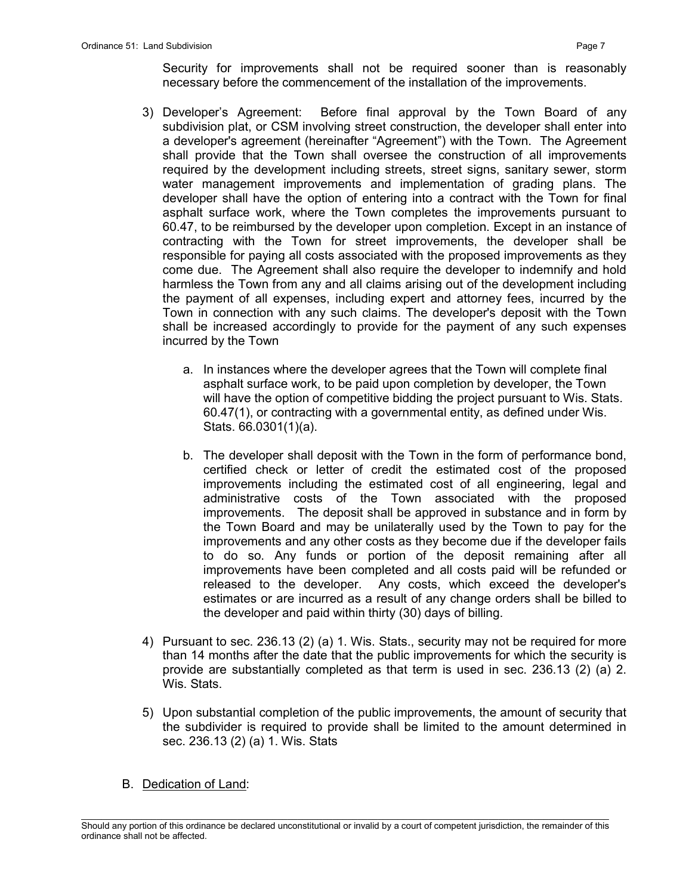Security for improvements shall not be required sooner than is reasonably necessary before the commencement of the installation of the improvements.

3) Developer's Agreement: Before final approval by the Town Board of any subdivision plat, or CSM involving street construction, the developer shall enter into a developer's agreement (hereinafter "Agreement") with the Town. The Agreement shall provide that the Town shall oversee the construction of all improvements required by the development including streets, street signs, sanitary sewer, storm water management improvements and implementation of grading plans. The developer shall have the option of entering into a contract with the Town for final asphalt surface work, where the Town completes the improvements pursuant to 60.47, to be reimbursed by the developer upon completion. Except in an instance of contracting with the Town for street improvements, the developer shall be responsible for paying all costs associated with the proposed improvements as they come due. The Agreement shall also require the developer to indemnify and hold harmless the Town from any and all claims arising out of the development including the payment of all expenses, including expert and attorney fees, incurred by the Town in connection with any such claims. The developer's deposit with the Town shall be increased accordingly to provide for the payment of any such expenses incurred by the Town

   a. In instances where the developer agrees that the Town will complete final asphalt surface work, to be paid upon completion by developer, the Town will have the option of competitive bidding the project pursuant to Wis. Stats. 60.47(1), or contracting with a governmental entity, as defined under Wis. Stats. 66.0301(1)(a).

   b. The developer shall deposit with the Town in the form of performance bond, certified check or letter of credit the estimated cost of the proposed improvements including the estimated cost of all engineering, legal and administrative costs of the Town associated with the proposed improvements. The deposit shall be approved in substance and in form by the Town Board and may be unilaterally used by the Town to pay for the improvements and any other costs as they become due if the developer fails to do so. Any funds or portion of the deposit remaining after all improvements have been completed and all costs paid will be refunded or released to the developer. Any costs, which exceed the developer's estimates or are incurred as a result of any change orders shall be billed to the developer and paid within thirty (30) days of billing.

4) Pursuant to sec. 236.13 (2) (a) 1. Wis. Stats., security may not be required for more than 14 months after the date that the public improvements for which the security is provide are substantially completed as that term is used in sec. 236.13 (2) (a) 2. Wis. Stats.

5) Upon substantial completion of the public improvements, the amount of security that the subdivider is required to provide shall be limited to the amount determined in sec. 236.13 (2) (a) 1. Wis. Stats

B. <u>Dedication of Land</u>:

Should any portion of this ordinance be declared unconstitutional or invalid by a court of competent jurisdiction, the remainder of this ordinance shall not be affected.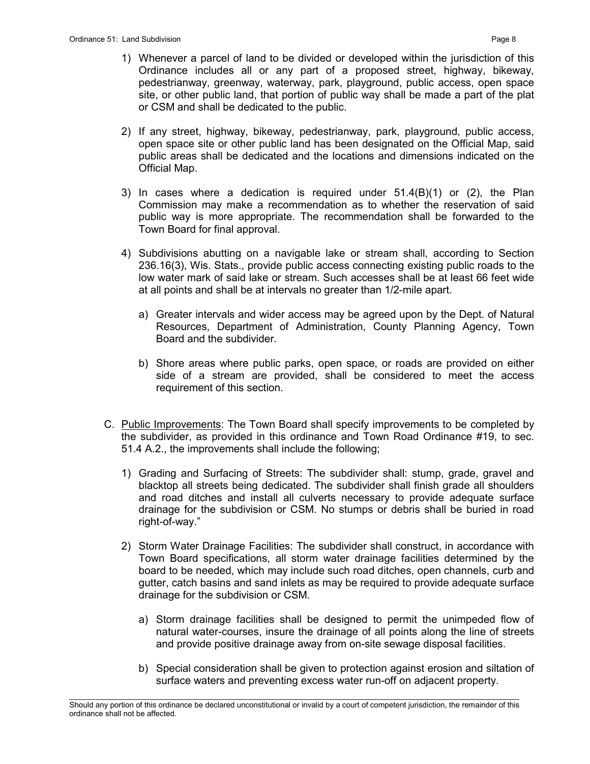1) Whenever a parcel of land to be divided or developed within the jurisdiction of this Ordinance includes all or any part of a proposed street, highway, bikeway, pedestrianway, greenway, waterway, park, playground, public access, open space site, or other public land, that portion of public way shall be made a part of the plat or CSM and shall be dedicated to the public.

2) If any street, highway, bikeway, pedestrianway, park, playground, public access, open space site or other public land has been designated on the Official Map, said public areas shall be dedicated and the locations and dimensions indicated on the Official Map.

3) In cases where a dedication is required under 51.4(B)(1) or (2), the Plan Commission may make a recommendation as to whether the reservation of said public way is more appropriate. The recommendation shall be forwarded to the Town Board for final approval.

4) Subdivisions abutting on a navigable lake or stream shall, according to Section 236.16(3), Wis. Stats., provide public access connecting existing public roads to the low water mark of said lake or stream. Such accesses shall be at least 66 feet wide at all points and shall be at intervals no greater than 1/2-mile apart.

   a) Greater intervals and wider access may be agreed upon by the Dept. of Natural Resources, Department of Administration, County Planning Agency, Town Board and the subdivider.

   b) Shore areas where public parks, open space, or roads are provided on either side of a stream are provided, shall be considered to meet the access requirement of this section.

C. Public Improvements: The Town Board shall specify improvements to be completed by the subdivider, as provided in this ordinance and Town Road Ordinance #19, to sec. 51.4 A.2., the improvements shall include the following;

1) Grading and Surfacing of Streets: The subdivider shall: stump, grade, gravel and blacktop all streets being dedicated. The subdivider shall finish grade all shoulders and road ditches and install all culverts necessary to provide adequate surface drainage for the subdivision or CSM. No stumps or debris shall be buried in road right-of-way."

2) Storm Water Drainage Facilities: The subdivider shall construct, in accordance with Town Board specifications, all storm water drainage facilities determined by the board to be needed, which may include such road ditches, open channels, curb and gutter, catch basins and sand inlets as may be required to provide adequate surface drainage for the subdivision or CSM.

   a) Storm drainage facilities shall be designed to permit the unimpeded flow of natural water-courses, insure the drainage of all points along the line of streets and provide positive drainage away from on-site sewage disposal facilities.

   b) Special consideration shall be given to protection against erosion and siltation of surface waters and preventing excess water run-off on adjacent property.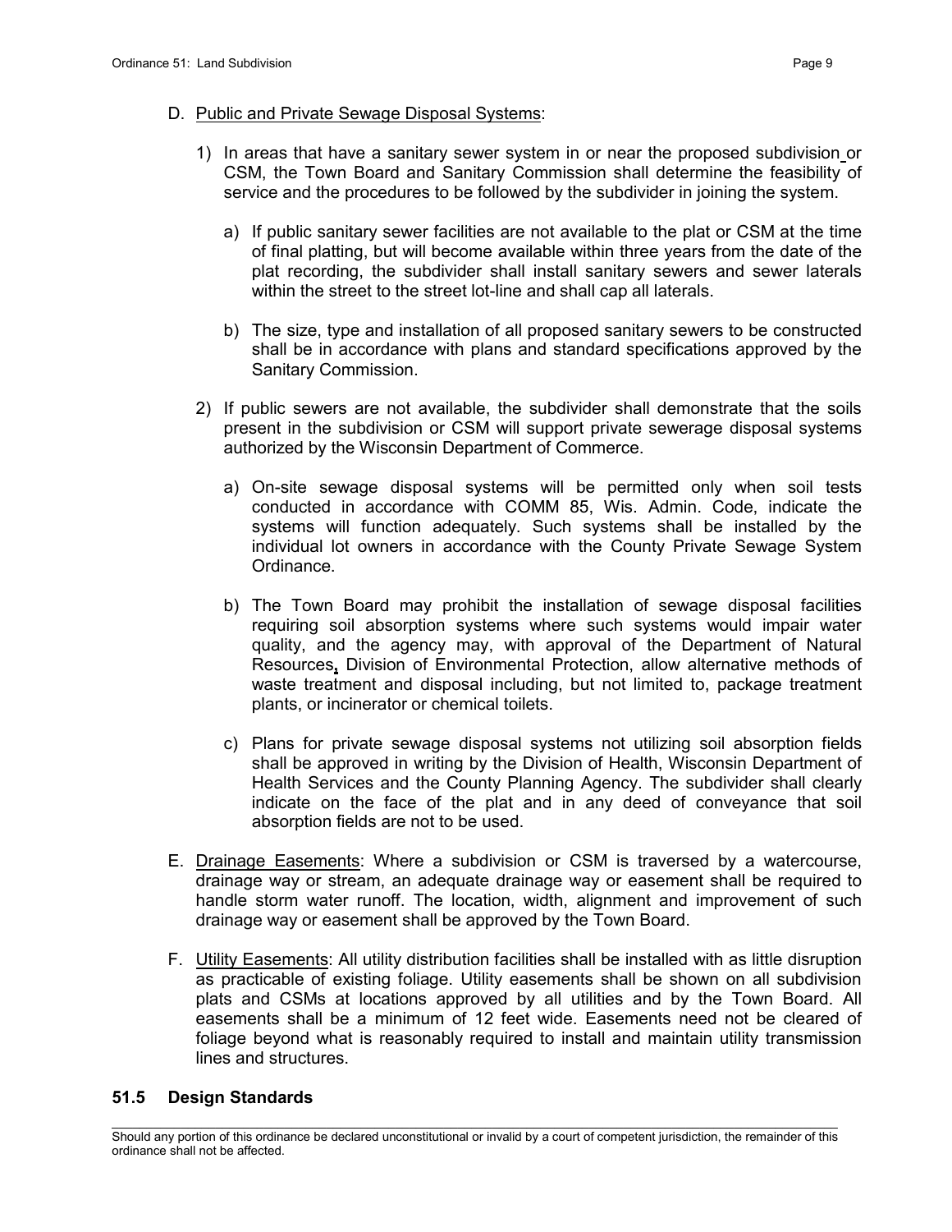D. Public and Private Sewage Disposal Systems:

1) In areas that have a sanitary sewer system in or near the proposed subdivision or CSM, the Town Board and Sanitary Commission shall determine the feasibility of service and the procedures to be followed by the subdivider in joining the system.

   a) If public sanitary sewer facilities are not available to the plat or CSM at the time of final platting, but will become available within three years from the date of the plat recording, the subdivider shall install sanitary sewers and sewer laterals within the street to the street lot-line and shall cap all laterals.

   b) The size, type and installation of all proposed sanitary sewers to be constructed shall be in accordance with plans and standard specifications approved by the Sanitary Commission.

2) If public sewers are not available, the subdivider shall demonstrate that the soils present in the subdivision or CSM will support private sewerage disposal systems authorized by the Wisconsin Department of Commerce.

   a) On-site sewage disposal systems will be permitted only when soil tests conducted in accordance with COMM 85, Wis. Admin. Code, indicate the systems will function adequately. Such systems shall be installed by the individual lot owners in accordance with the County Private Sewage System Ordinance.

   b) The Town Board may prohibit the installation of sewage disposal facilities requiring soil absorption systems where such systems would impair water quality, and the agency may, with approval of the Department of Natural Resources, Division of Environmental Protection, allow alternative methods of waste treatment and disposal including, but not limited to, package treatment plants, or incinerator or chemical toilets.

   c) Plans for private sewage disposal systems not utilizing soil absorption fields shall be approved in writing by the Division of Health, Wisconsin Department of Health Services and the County Planning Agency. The subdivider shall clearly indicate on the face of the plat and in any deed of conveyance that soil absorption fields are not to be used.

E. Drainage Easements: Where a subdivision or CSM is traversed by a watercourse, drainage way or stream, an adequate drainage way or easement shall be required to handle storm water runoff. The location, width, alignment and improvement of such drainage way or easement shall be approved by the Town Board.

F. Utility Easements: All utility distribution facilities shall be installed with as little disruption as practicable of existing foliage. Utility easements shall be shown on all subdivision plats and CSMs at locations approved by all utilities and by the Town Board. All easements shall be a minimum of 12 feet wide. Easements need not be cleared of foliage beyond what is reasonably required to install and maintain utility transmission lines and structures.

## 51.5 Design Standards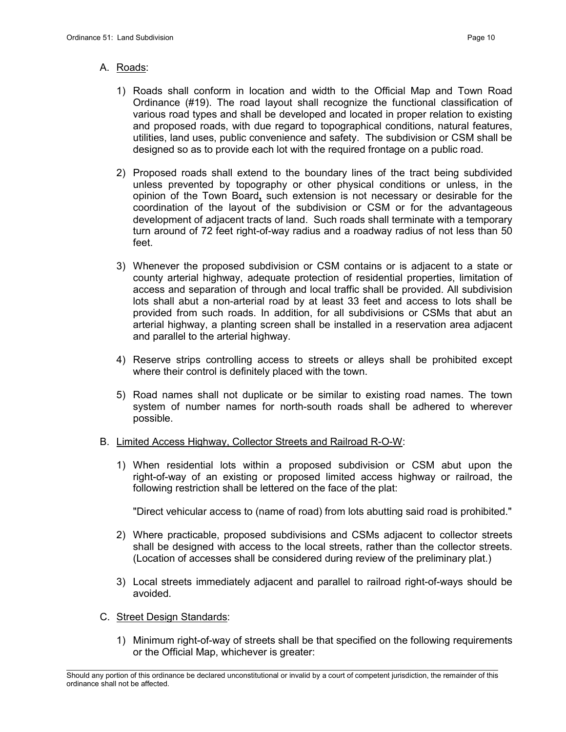A. Roads:

1) Roads shall conform in location and width to the Official Map and Town Road Ordinance (#19). The road layout shall recognize the functional classification of various road types and shall be developed and located in proper relation to existing and proposed roads, with due regard to topographical conditions, natural features, utilities, land uses, public convenience and safety. The subdivision or CSM shall be designed so as to provide each lot with the required frontage on a public road.

2) Proposed roads shall extend to the boundary lines of the tract being subdivided unless prevented by topography or other physical conditions or unless, in the opinion of the Town Board, such extension is not necessary or desirable for the coordination of the layout of the subdivision or CSM or for the advantageous development of adjacent tracts of land. Such roads shall terminate with a temporary turn around of 72 feet right-of-way radius and a roadway radius of not less than 50 feet.

3) Whenever the proposed subdivision or CSM contains or is adjacent to a state or county arterial highway, adequate protection of residential properties, limitation of access and separation of through and local traffic shall be provided. All subdivision lots shall abut a non-arterial road by at least 33 feet and access to lots shall be provided from such roads. In addition, for all subdivisions or CSMs that abut an arterial highway, a planting screen shall be installed in a reservation area adjacent and parallel to the arterial highway.

4) Reserve strips controlling access to streets or alleys shall be prohibited except where their control is definitely placed with the town.

5) Road names shall not duplicate or be similar to existing road names. The town system of number names for north-south roads shall be adhered to wherever possible.

B. Limited Access Highway, Collector Streets and Railroad R-O-W:

1) When residential lots within a proposed subdivision or CSM abut upon the right-of-way of an existing or proposed limited access highway or railroad, the following restriction shall be lettered on the face of the plat:

   "Direct vehicular access to (name of road) from lots abutting said road is prohibited."

2) Where practicable, proposed subdivisions and CSMs adjacent to collector streets shall be designed with access to the local streets, rather than the collector streets. (Location of accesses shall be considered during review of the preliminary plat.)

3) Local streets immediately adjacent and parallel to railroad right-of-ways should be avoided.

C. Street Design Standards:

1) Minimum right-of-way of streets shall be that specified on the following requirements or the Official Map, whichever is greater:

Should any portion of this ordinance be declared unconstitutional or invalid by a court of competent jurisdiction, the remainder of this ordinance shall not be affected.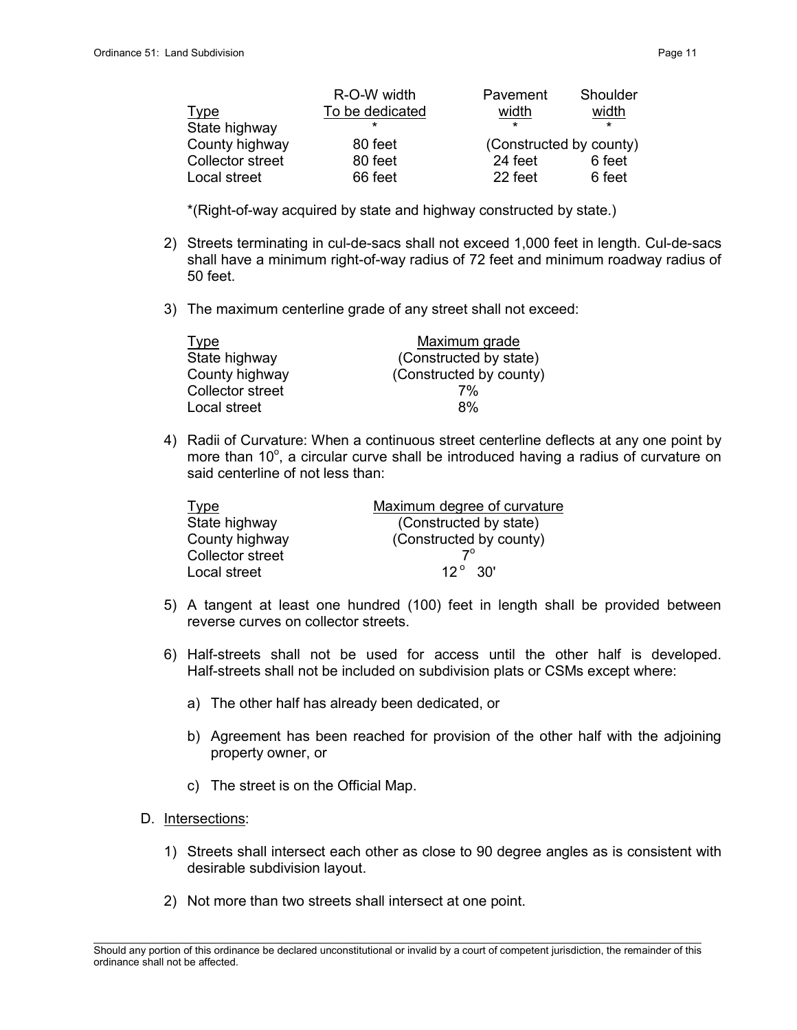| Type | R-O-W width To be dedicated | Pavement width | Shoulder width |
|---|---|---|---|
| State highway | * | * | * |
| County highway | 80 feet | (Constructed by county) | |
| Collector street | 80 feet | 24 feet | 6 feet |
| Local street | 66 feet | 22 feet | 6 feet |

*(Right-of-way acquired by state and highway constructed by state.)

2) Streets terminating in cul-de-sacs shall not exceed 1,000 feet in length. Cul-de-sacs shall have a minimum right-of-way radius of 72 feet and minimum roadway radius of 50 feet.

3) The maximum centerline grade of any street shall not exceed:

| Type | Maximum grade |
|---|---|
| State highway | (Constructed by state) |
| County highway | (Constructed by county) |
| Collector street | 7% |
| Local street | 8% |

4) Radii of Curvature: When a continuous street centerline deflects at any one point by more than 10°, a circular curve shall be introduced having a radius of curvature on said centerline of not less than:

| Type | Maximum degree of curvature |
|---|---|
| State highway | (Constructed by state) |
| County highway | (Constructed by county) |
| Collector street | 7° |
| Local street | 12° 30' |

5) A tangent at least one hundred (100) feet in length shall be provided between reverse curves on collector streets.

6) Half-streets shall not be used for access until the other half is developed. Half-streets shall not be included on subdivision plats or CSMs except where:

   a) The other half has already been dedicated, or

   b) Agreement has been reached for provision of the other half with the adjoining property owner, or

   c) The street is on the Official Map.

D. Intersections:

1) Streets shall intersect each other as close to 90 degree angles as is consistent with desirable subdivision layout.

2) Not more than two streets shall intersect at one point.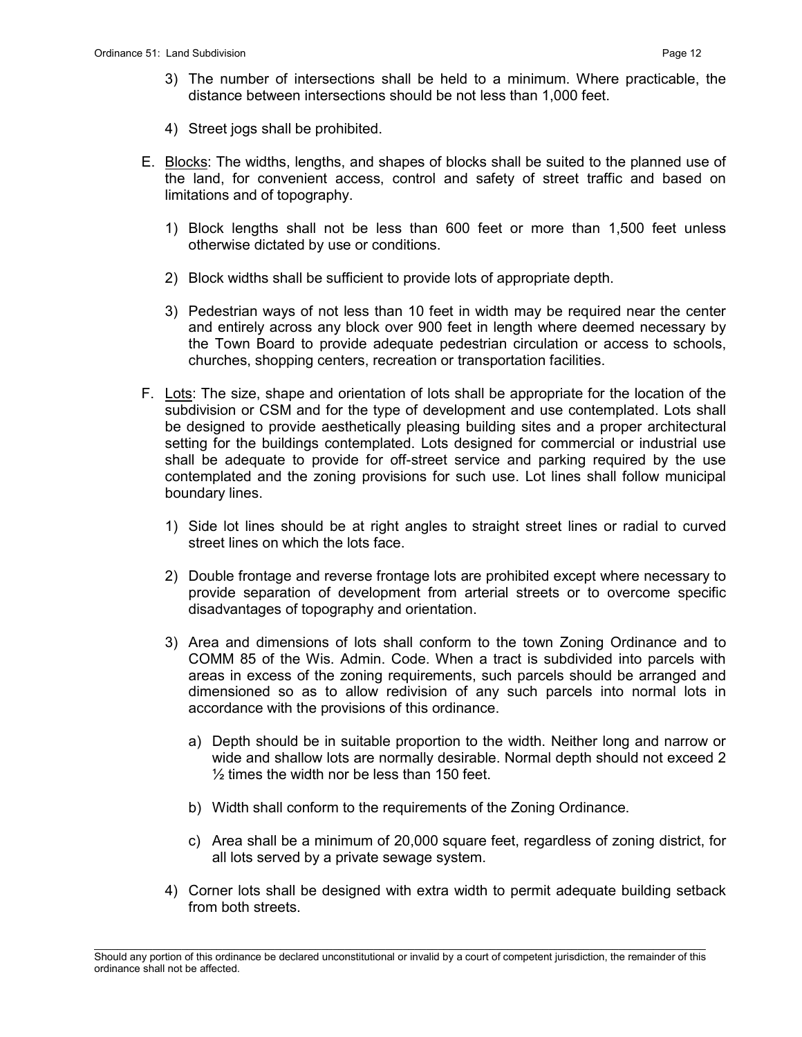3) The number of intersections shall be held to a minimum. Where practicable, the distance between intersections should be not less than 1,000 feet.

4) Street jogs shall be prohibited.

E. <u>Blocks</u>: The widths, lengths, and shapes of blocks shall be suited to the planned use of the land, for convenient access, control and safety of street traffic and based on limitations and of topography.

   1) Block lengths shall not be less than 600 feet or more than 1,500 feet unless otherwise dictated by use or conditions.

   2) Block widths shall be sufficient to provide lots of appropriate depth.

   3) Pedestrian ways of not less than 10 feet in width may be required near the center and entirely across any block over 900 feet in length where deemed necessary by the Town Board to provide adequate pedestrian circulation or access to schools, churches, shopping centers, recreation or transportation facilities.

F. <u>Lots</u>: The size, shape and orientation of lots shall be appropriate for the location of the subdivision or CSM and for the type of development and use contemplated. Lots shall be designed to provide aesthetically pleasing building sites and a proper architectural setting for the buildings contemplated. Lots designed for commercial or industrial use shall be adequate to provide for off-street service and parking required by the use contemplated and the zoning provisions for such use. Lot lines shall follow municipal boundary lines.

   1) Side lot lines should be at right angles to straight street lines or radial to curved street lines on which the lots face.

   2) Double frontage and reverse frontage lots are prohibited except where necessary to provide separation of development from arterial streets or to overcome specific disadvantages of topography and orientation.

   3) Area and dimensions of lots shall conform to the town Zoning Ordinance and to COMM 85 of the Wis. Admin. Code. When a tract is subdivided into parcels with areas in excess of the zoning requirements, such parcels should be arranged and dimensioned so as to allow redivision of any such parcels into normal lots in accordance with the provisions of this ordinance.

      a) Depth should be in suitable proportion to the width. Neither long and narrow or wide and shallow lots are normally desirable. Normal depth should not exceed 2 ½ times the width nor be less than 150 feet.

      b) Width shall conform to the requirements of the Zoning Ordinance.

      c) Area shall be a minimum of 20,000 square feet, regardless of zoning district, for all lots served by a private sewage system.

   4) Corner lots shall be designed with extra width to permit adequate building setback from both streets.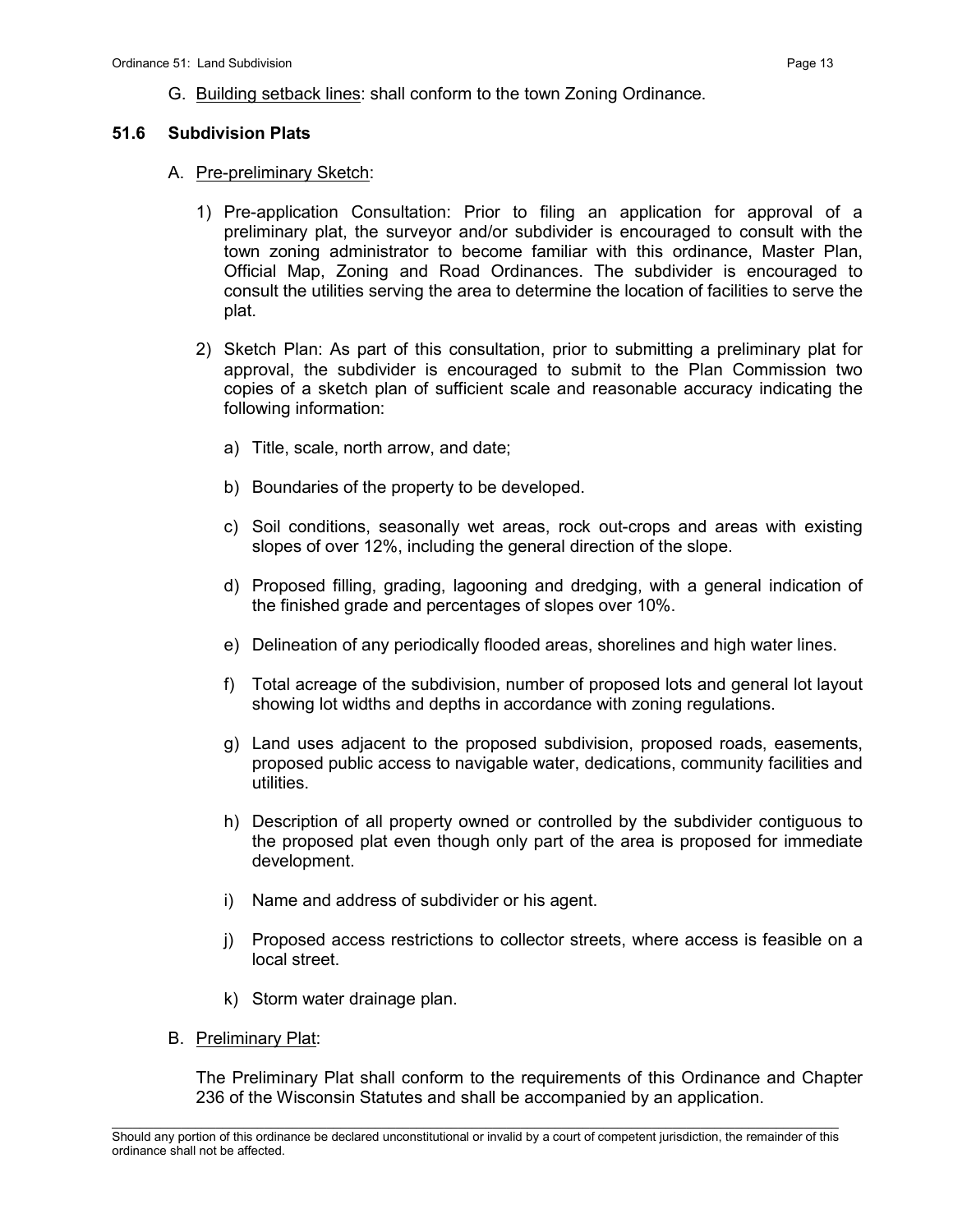G. Building setback lines: shall conform to the town Zoning Ordinance.

## 51.6 Subdivision Plats

A. Pre-preliminary Sketch:

1) Pre-application Consultation: Prior to filing an application for approval of a preliminary plat, the surveyor and/or subdivider is encouraged to consult with the town zoning administrator to become familiar with this ordinance, Master Plan, Official Map, Zoning and Road Ordinances. The subdivider is encouraged to consult the utilities serving the area to determine the location of facilities to serve the plat.

2) Sketch Plan: As part of this consultation, prior to submitting a preliminary plat for approval, the subdivider is encouraged to submit to the Plan Commission two copies of a sketch plan of sufficient scale and reasonable accuracy indicating the following information:

   a) Title, scale, north arrow, and date;

   b) Boundaries of the property to be developed.

   c) Soil conditions, seasonally wet areas, rock out-crops and areas with existing slopes of over 12%, including the general direction of the slope.

   d) Proposed filling, grading, lagooning and dredging, with a general indication of the finished grade and percentages of slopes over 10%.

   e) Delineation of any periodically flooded areas, shorelines and high water lines.

   f) Total acreage of the subdivision, number of proposed lots and general lot layout showing lot widths and depths in accordance with zoning regulations.

   g) Land uses adjacent to the proposed subdivision, proposed roads, easements, proposed public access to navigable water, dedications, community facilities and utilities.

   h) Description of all property owned or controlled by the subdivider contiguous to the proposed plat even though only part of the area is proposed for immediate development.

   i) Name and address of subdivider or his agent.

   j) Proposed access restrictions to collector streets, where access is feasible on a local street.

   k) Storm water drainage plan.

B. Preliminary Plat:

The Preliminary Plat shall conform to the requirements of this Ordinance and Chapter 236 of the Wisconsin Statutes and shall be accompanied by an application.

Should any portion of this ordinance be declared unconstitutional or invalid by a court of competent jurisdiction, the remainder of this ordinance shall not be affected.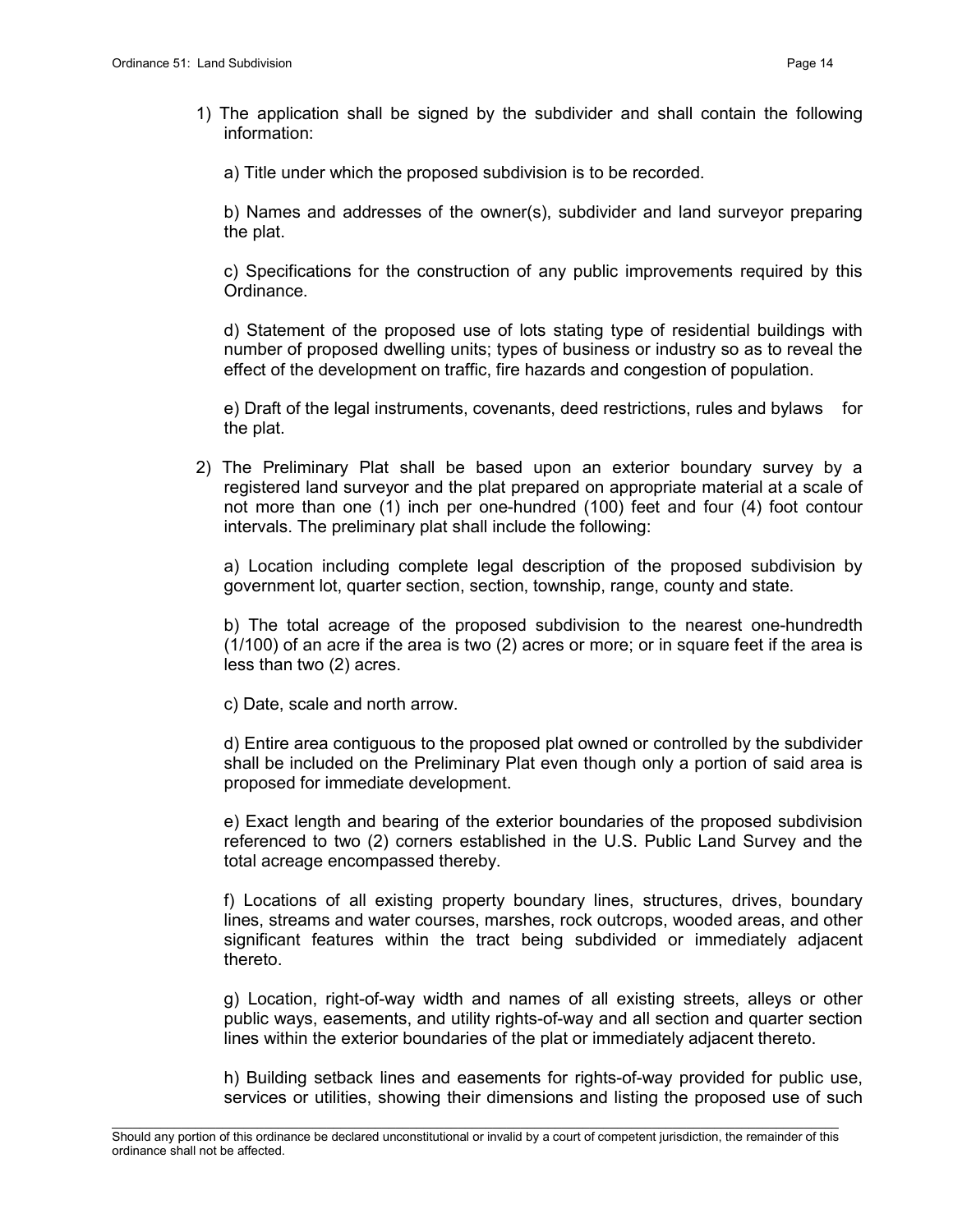1) The application shall be signed by the subdivider and shall contain the following information:

   a) Title under which the proposed subdivision is to be recorded.

   b) Names and addresses of the owner(s), subdivider and land surveyor preparing the plat.

   c) Specifications for the construction of any public improvements required by this Ordinance.

   d) Statement of the proposed use of lots stating type of residential buildings with number of proposed dwelling units; types of business or industry so as to reveal the effect of the development on traffic, fire hazards and congestion of population.

   e) Draft of the legal instruments, covenants, deed restrictions, rules and bylaws for the plat.

2) The Preliminary Plat shall be based upon an exterior boundary survey by a registered land surveyor and the plat prepared on appropriate material at a scale of not more than one (1) inch per one-hundred (100) feet and four (4) foot contour intervals. The preliminary plat shall include the following:

   a) Location including complete legal description of the proposed subdivision by government lot, quarter section, section, township, range, county and state.

   b) The total acreage of the proposed subdivision to the nearest one-hundredth (1/100) of an acre if the area is two (2) acres or more; or in square feet if the area is less than two (2) acres.

   c) Date, scale and north arrow.

   d) Entire area contiguous to the proposed plat owned or controlled by the subdivider shall be included on the Preliminary Plat even though only a portion of said area is proposed for immediate development.

   e) Exact length and bearing of the exterior boundaries of the proposed subdivision referenced to two (2) corners established in the U.S. Public Land Survey and the total acreage encompassed thereby.

   f) Locations of all existing property boundary lines, structures, drives, boundary lines, streams and water courses, marshes, rock outcrops, wooded areas, and other significant features within the tract being subdivided or immediately adjacent thereto.

   g) Location, right-of-way width and names of all existing streets, alleys or other public ways, easements, and utility rights-of-way and all section and quarter section lines within the exterior boundaries of the plat or immediately adjacent thereto.

   h) Building setback lines and easements for rights-of-way provided for public use, services or utilities, showing their dimensions and listing the proposed use of such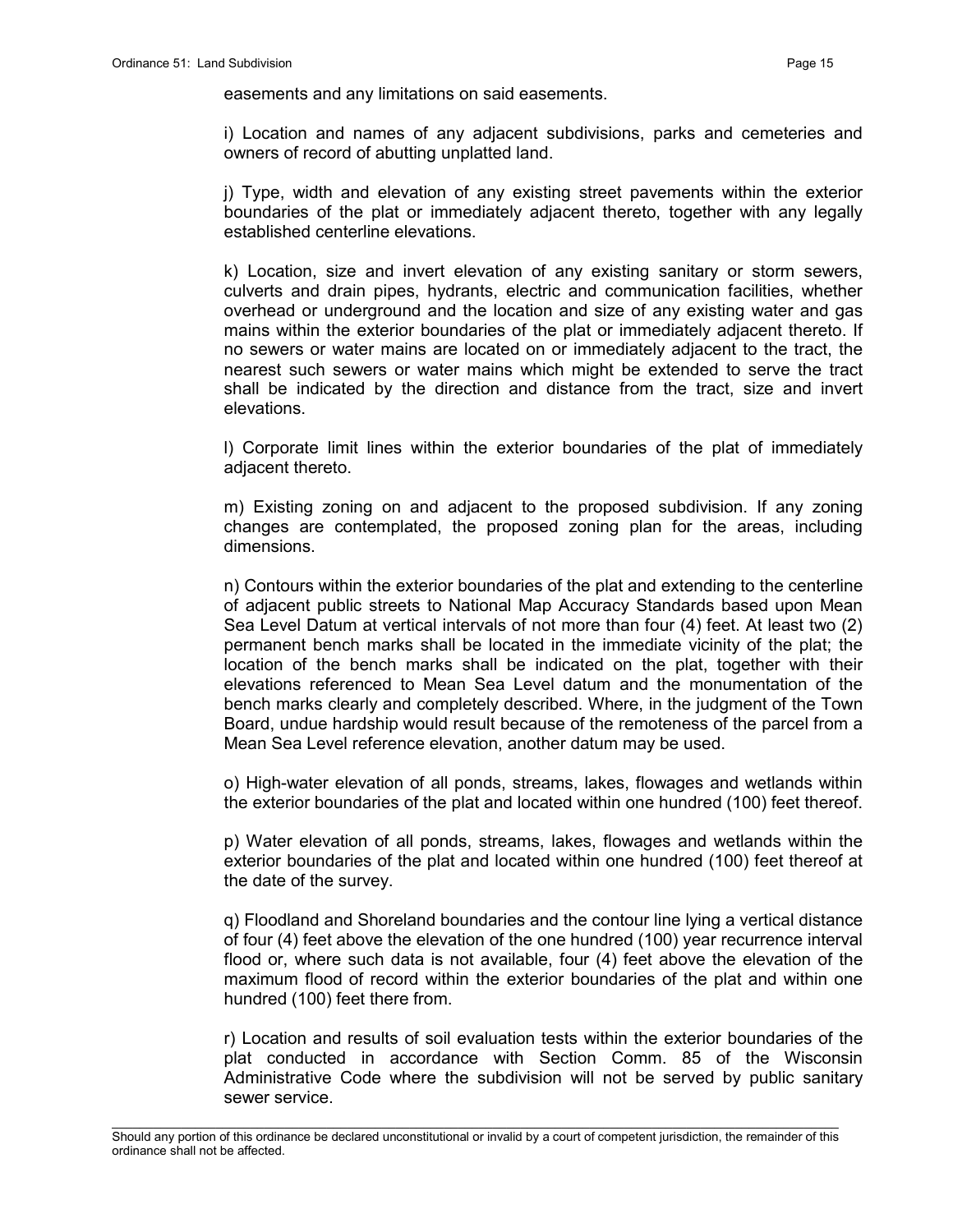easements and any limitations on said easements.

i) Location and names of any adjacent subdivisions, parks and cemeteries and owners of record of abutting unplatted land.

j) Type, width and elevation of any existing street pavements within the exterior boundaries of the plat or immediately adjacent thereto, together with any legally established centerline elevations.

k) Location, size and invert elevation of any existing sanitary or storm sewers, culverts and drain pipes, hydrants, electric and communication facilities, whether overhead or underground and the location and size of any existing water and gas mains within the exterior boundaries of the plat or immediately adjacent thereto. If no sewers or water mains are located on or immediately adjacent to the tract, the nearest such sewers or water mains which might be extended to serve the tract shall be indicated by the direction and distance from the tract, size and invert elevations.

l) Corporate limit lines within the exterior boundaries of the plat of immediately adjacent thereto.

m) Existing zoning on and adjacent to the proposed subdivision. If any zoning changes are contemplated, the proposed zoning plan for the areas, including dimensions.

n) Contours within the exterior boundaries of the plat and extending to the centerline of adjacent public streets to National Map Accuracy Standards based upon Mean Sea Level Datum at vertical intervals of not more than four (4) feet. At least two (2) permanent bench marks shall be located in the immediate vicinity of the plat; the location of the bench marks shall be indicated on the plat, together with their elevations referenced to Mean Sea Level datum and the monumentation of the bench marks clearly and completely described. Where, in the judgment of the Town Board, undue hardship would result because of the remoteness of the parcel from a Mean Sea Level reference elevation, another datum may be used.

o) High-water elevation of all ponds, streams, lakes, flowages and wetlands within the exterior boundaries of the plat and located within one hundred (100) feet thereof.

p) Water elevation of all ponds, streams, lakes, flowages and wetlands within the exterior boundaries of the plat and located within one hundred (100) feet thereof at the date of the survey.

q) Floodland and Shoreland boundaries and the contour line lying a vertical distance of four (4) feet above the elevation of the one hundred (100) year recurrence interval flood or, where such data is not available, four (4) feet above the elevation of the maximum flood of record within the exterior boundaries of the plat and within one hundred (100) feet there from.

r) Location and results of soil evaluation tests within the exterior boundaries of the plat conducted in accordance with Section Comm. 85 of the Wisconsin Administrative Code where the subdivision will not be served by public sanitary sewer service.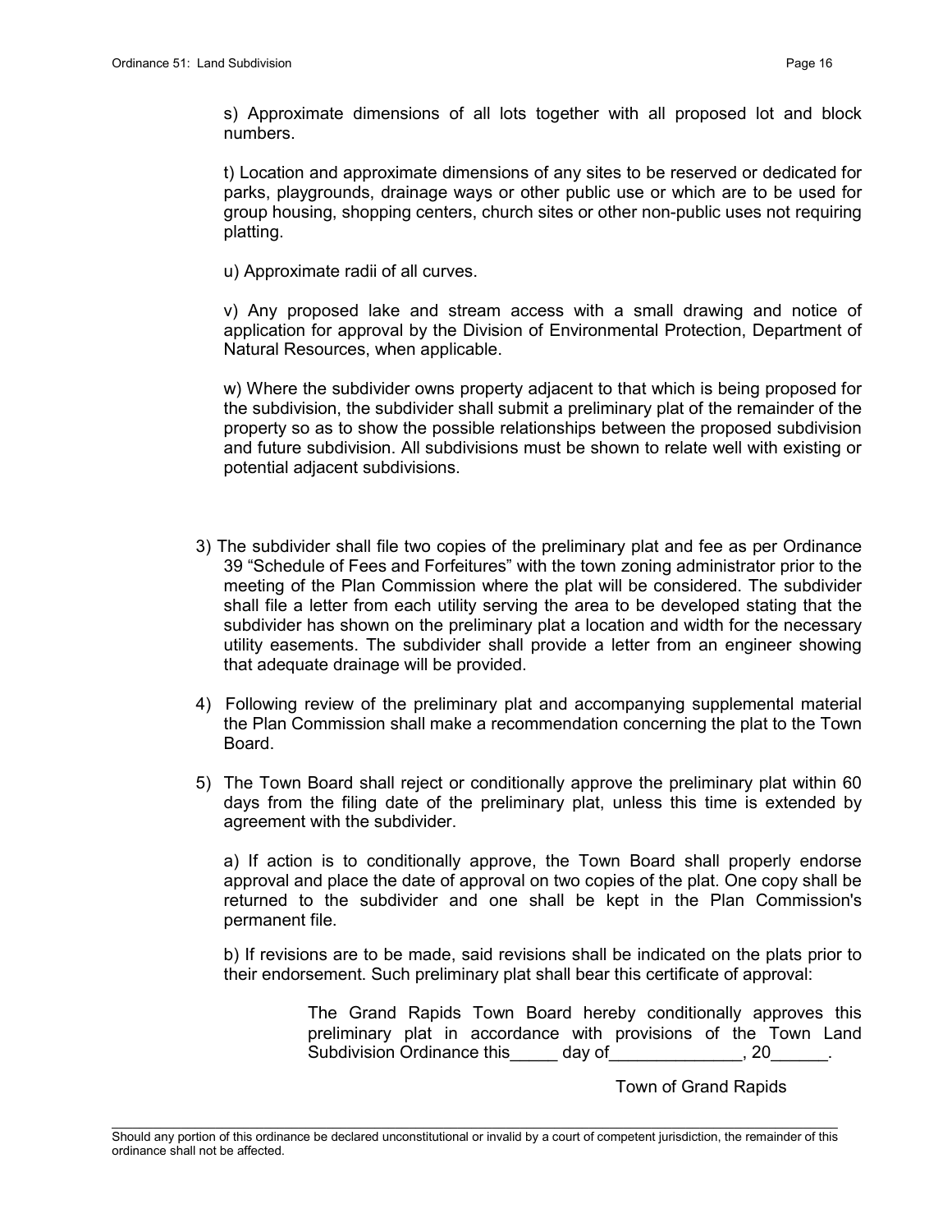s) Approximate dimensions of all lots together with all proposed lot and block numbers.

t) Location and approximate dimensions of any sites to be reserved or dedicated for parks, playgrounds, drainage ways or other public use or which are to be used for group housing, shopping centers, church sites or other non-public uses not requiring platting.

u) Approximate radii of all curves.

v) Any proposed lake and stream access with a small drawing and notice of application for approval by the Division of Environmental Protection, Department of Natural Resources, when applicable.

w) Where the subdivider owns property adjacent to that which is being proposed for the subdivision, the subdivider shall submit a preliminary plat of the remainder of the property so as to show the possible relationships between the proposed subdivision and future subdivision. All subdivisions must be shown to relate well with existing or potential adjacent subdivisions.

3) The subdivider shall file two copies of the preliminary plat and fee as per Ordinance 39 "Schedule of Fees and Forfeitures" with the town zoning administrator prior to the meeting of the Plan Commission where the plat will be considered. The subdivider shall file a letter from each utility serving the area to be developed stating that the subdivider has shown on the preliminary plat a location and width for the necessary utility easements. The subdivider shall provide a letter from an engineer showing that adequate drainage will be provided.

4) Following review of the preliminary plat and accompanying supplemental material the Plan Commission shall make a recommendation concerning the plat to the Town Board.

5) The Town Board shall reject or conditionally approve the preliminary plat within 60 days from the filing date of the preliminary plat, unless this time is extended by agreement with the subdivider.

a) If action is to conditionally approve, the Town Board shall properly endorse approval and place the date of approval on two copies of the plat. One copy shall be returned to the subdivider and one shall be kept in the Plan Commission's permanent file.

b) If revisions are to be made, said revisions shall be indicated on the plats prior to their endorsement. Such preliminary plat shall bear this certificate of approval:

> The Grand Rapids Town Board hereby conditionally approves this preliminary plat in accordance with provisions of the Town Land Subdivision Ordinance this_____ day of______________, 20______.
>
> Town of Grand Rapids

Should any portion of this ordinance be declared unconstitutional or invalid by a court of competent jurisdiction, the remainder of this ordinance shall not be affected.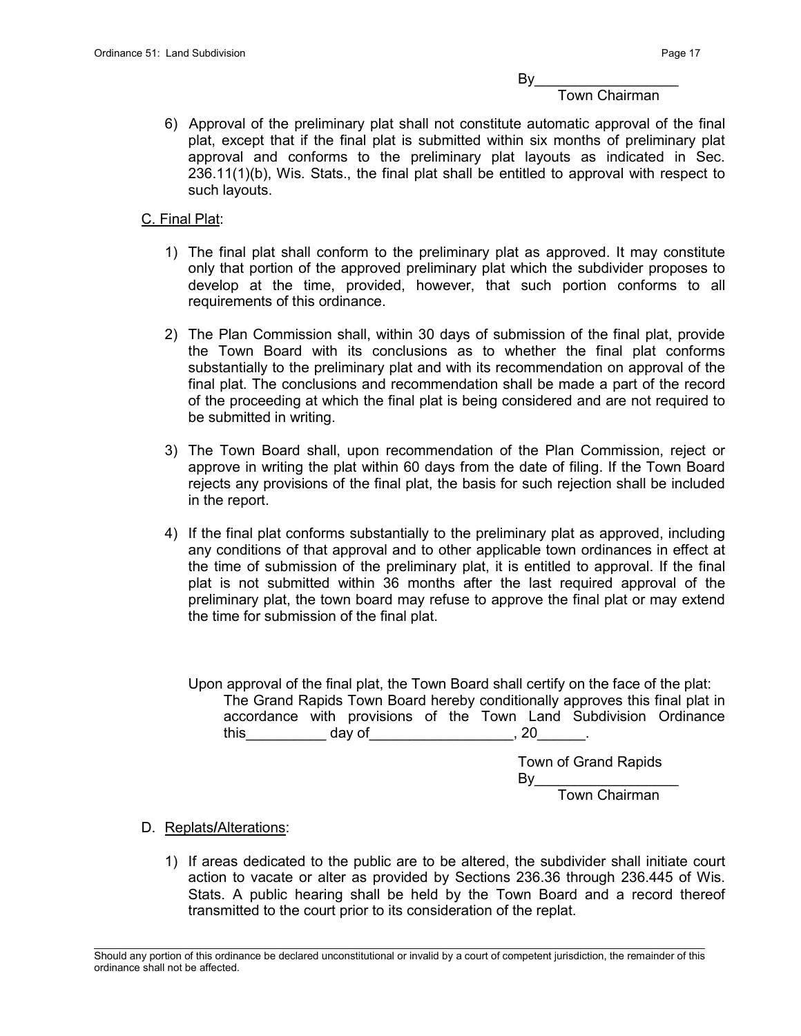By__________________
Town Chairman

6) Approval of the preliminary plat shall not constitute automatic approval of the final plat, except that if the final plat is submitted within six months of preliminary plat approval and conforms to the preliminary plat layouts as indicated in Sec. 236.11(1)(b), Wis. Stats., the final plat shall be entitled to approval with respect to such layouts.

C. Final Plat:

1) The final plat shall conform to the preliminary plat as approved. It may constitute only that portion of the approved preliminary plat which the subdivider proposes to develop at the time, provided, however, that such portion conforms to all requirements of this ordinance.

2) The Plan Commission shall, within 30 days of submission of the final plat, provide the Town Board with its conclusions as to whether the final plat conforms substantially to the preliminary plat and with its recommendation on approval of the final plat. The conclusions and recommendation shall be made a part of the record of the proceeding at which the final plat is being considered and are not required to be submitted in writing.

3) The Town Board shall, upon recommendation of the Plan Commission, reject or approve in writing the plat within 60 days from the date of filing. If the Town Board rejects any provisions of the final plat, the basis for such rejection shall be included in the report.

4) If the final plat conforms substantially to the preliminary plat as approved, including any conditions of that approval and to other applicable town ordinances in effect at the time of submission of the preliminary plat, it is entitled to approval. If the final plat is not submitted within 36 months after the last required approval of the preliminary plat, the town board may refuse to approve the final plat or may extend the time for submission of the final plat.

Upon approval of the final plat, the Town Board shall certify on the face of the plat:

The Grand Rapids Town Board hereby conditionally approves this final plat in accordance with provisions of the Town Land Subdivision Ordinance this__________ day of__________________, 20______.

Town of Grand Rapids
By__________________
Town Chairman

D. Replats/Alterations:

1) If areas dedicated to the public are to be altered, the subdivider shall initiate court action to vacate or alter as provided by Sections 236.36 through 236.445 of Wis. Stats. A public hearing shall be held by the Town Board and a record thereof transmitted to the court prior to its consideration of the replat.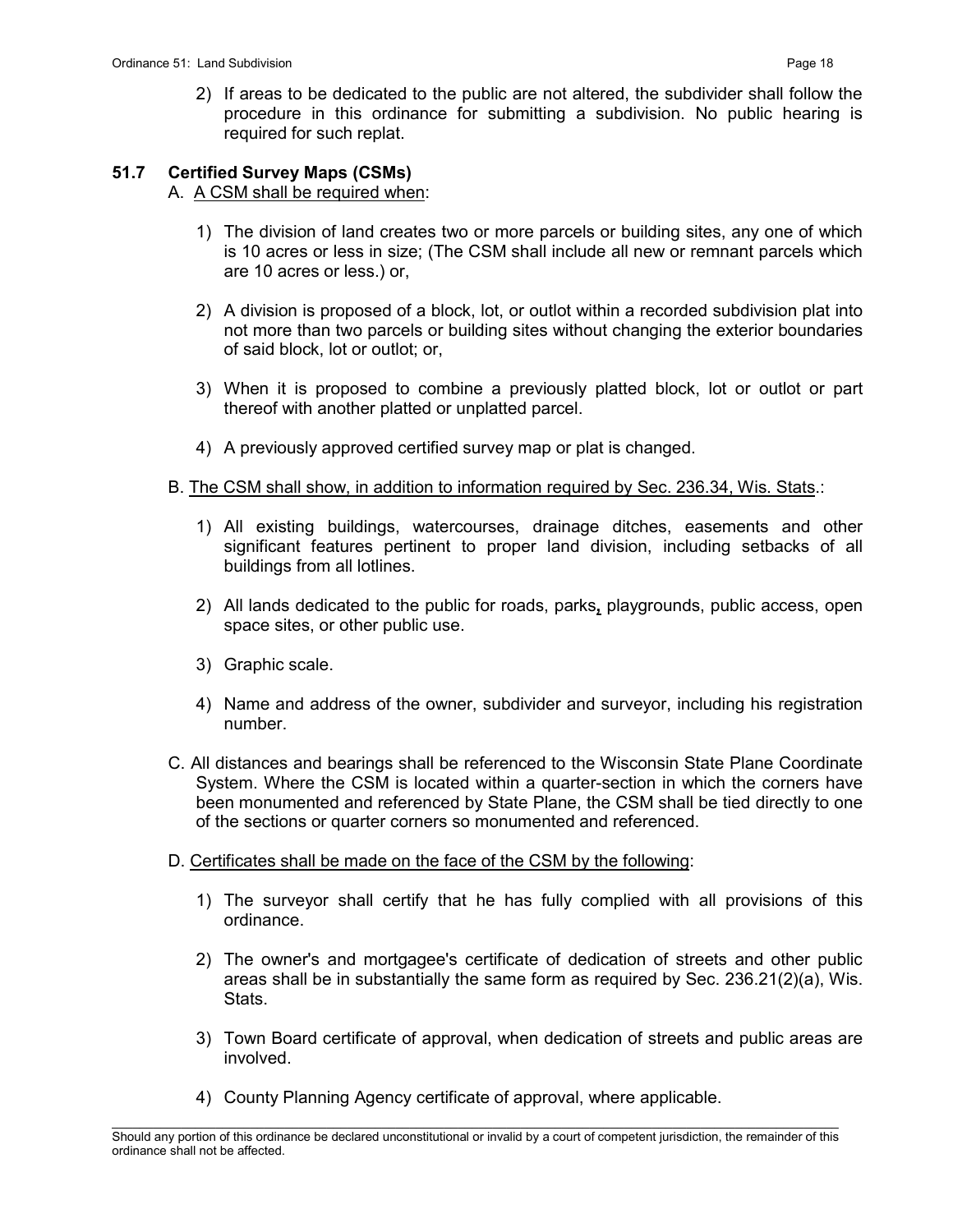2) If areas to be dedicated to the public are not altered, the subdivider shall follow the procedure in this ordinance for submitting a subdivision. No public hearing is required for such replat.

## 51.7 Certified Survey Maps (CSMs)

A. <u>A CSM shall be required when</u>:

1) The division of land creates two or more parcels or building sites, any one of which is 10 acres or less in size; (The CSM shall include all new or remnant parcels which are 10 acres or less.) or,

2) A division is proposed of a block, lot, or outlot within a recorded subdivision plat into not more than two parcels or building sites without changing the exterior boundaries of said block, lot or outlot; or,

3) When it is proposed to combine a previously platted block, lot or outlot or part thereof with another platted or unplatted parcel.

4) A previously approved certified survey map or plat is changed.

B. <u>The CSM shall show, in addition to information required by Sec. 236.34, Wis. Stats</u>.:

1) All existing buildings, watercourses, drainage ditches, easements and other significant features pertinent to proper land division, including setbacks of all buildings from all lotlines.

2) All lands dedicated to the public for roads, parks, playgrounds, public access, open space sites, or other public use.

3) Graphic scale.

4) Name and address of the owner, subdivider and surveyor, including his registration number.

C. All distances and bearings shall be referenced to the Wisconsin State Plane Coordinate System. Where the CSM is located within a quarter-section in which the corners have been monumented and referenced by State Plane, the CSM shall be tied directly to one of the sections or quarter corners so monumented and referenced.

D. <u>Certificates shall be made on the face of the CSM by the following</u>:

1) The surveyor shall certify that he has fully complied with all provisions of this ordinance.

2) The owner's and mortgagee's certificate of dedication of streets and other public areas shall be in substantially the same form as required by Sec. 236.21(2)(a), Wis. Stats.

3) Town Board certificate of approval, when dedication of streets and public areas are involved.

4) County Planning Agency certificate of approval, where applicable.

Should any portion of this ordinance be declared unconstitutional or invalid by a court of competent jurisdiction, the remainder of this ordinance shall not be affected.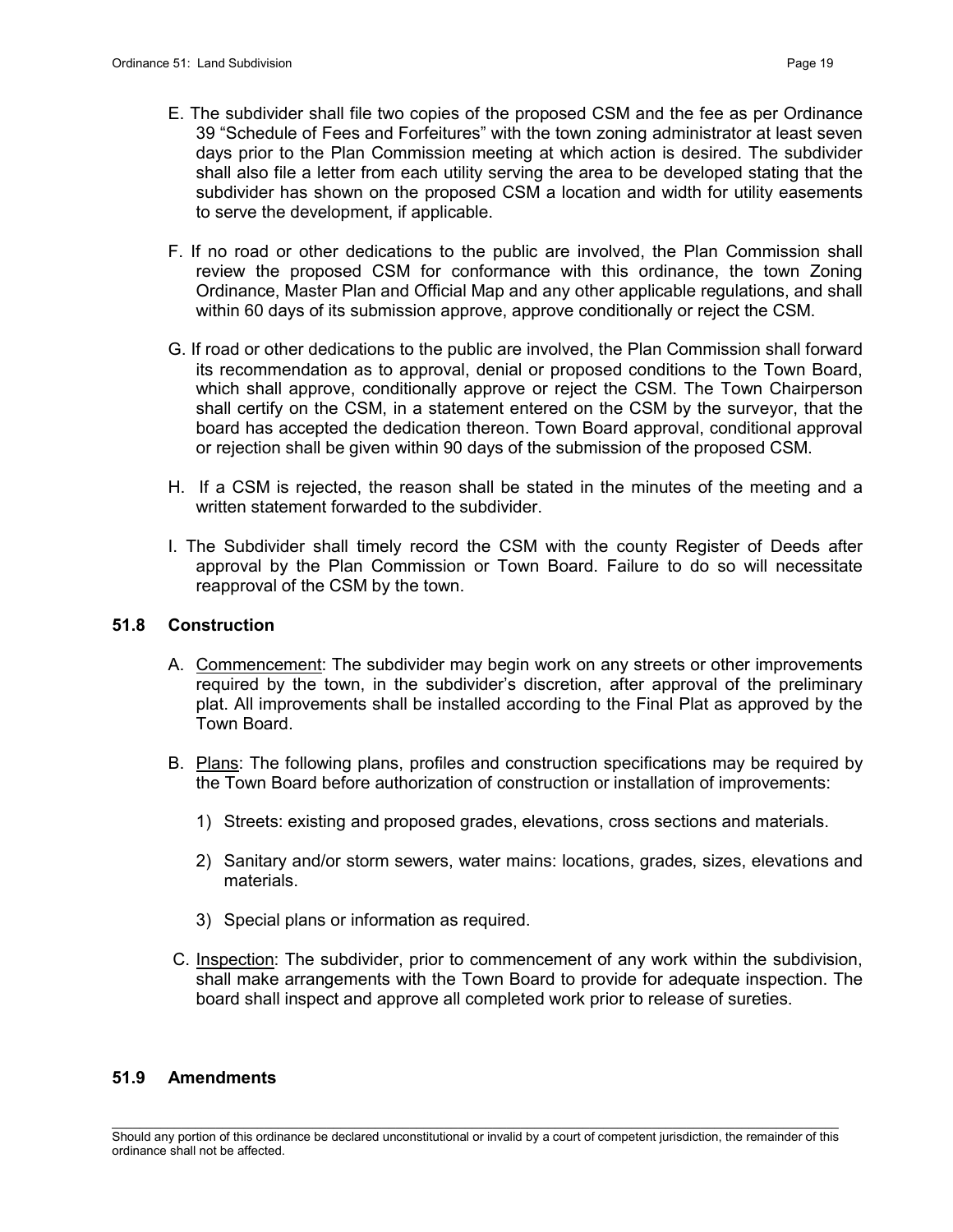E. The subdivider shall file two copies of the proposed CSM and the fee as per Ordinance 39 "Schedule of Fees and Forfeitures" with the town zoning administrator at least seven days prior to the Plan Commission meeting at which action is desired. The subdivider shall also file a letter from each utility serving the area to be developed stating that the subdivider has shown on the proposed CSM a location and width for utility easements to serve the development, if applicable.

F. If no road or other dedications to the public are involved, the Plan Commission shall review the proposed CSM for conformance with this ordinance, the town Zoning Ordinance, Master Plan and Official Map and any other applicable regulations, and shall within 60 days of its submission approve, approve conditionally or reject the CSM.

G. If road or other dedications to the public are involved, the Plan Commission shall forward its recommendation as to approval, denial or proposed conditions to the Town Board, which shall approve, conditionally approve or reject the CSM. The Town Chairperson shall certify on the CSM, in a statement entered on the CSM by the surveyor, that the board has accepted the dedication thereon. Town Board approval, conditional approval or rejection shall be given within 90 days of the submission of the proposed CSM.

H. If a CSM is rejected, the reason shall be stated in the minutes of the meeting and a written statement forwarded to the subdivider.

I. The Subdivider shall timely record the CSM with the county Register of Deeds after approval by the Plan Commission or Town Board. Failure to do so will necessitate reapproval of the CSM by the town.

## 51.8 Construction

A. Commencement: The subdivider may begin work on any streets or other improvements required by the town, in the subdivider's discretion, after approval of the preliminary plat. All improvements shall be installed according to the Final Plat as approved by the Town Board.

B. Plans: The following plans, profiles and construction specifications may be required by the Town Board before authorization of construction or installation of improvements:

1) Streets: existing and proposed grades, elevations, cross sections and materials.

2) Sanitary and/or storm sewers, water mains: locations, grades, sizes, elevations and materials.

3) Special plans or information as required.

C. Inspection: The subdivider, prior to commencement of any work within the subdivision, shall make arrangements with the Town Board to provide for adequate inspection. The board shall inspect and approve all completed work prior to release of sureties.

## 51.9 Amendments

Should any portion of this ordinance be declared unconstitutional or invalid by a court of competent jurisdiction, the remainder of this ordinance shall not be affected.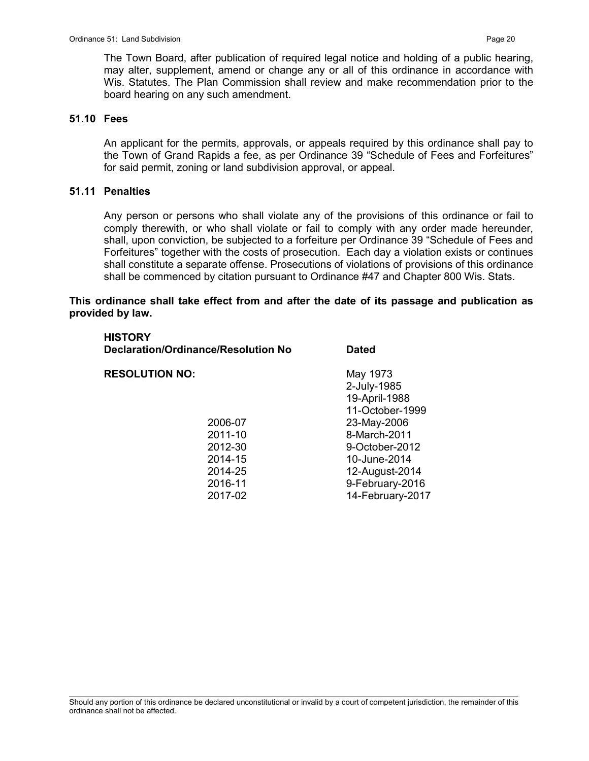The Town Board, after publication of required legal notice and holding of a public hearing, may alter, supplement, amend or change any or all of this ordinance in accordance with Wis. Statutes. The Plan Commission shall review and make recommendation prior to the board hearing on any such amendment.

## 51.10 Fees

An applicant for the permits, approvals, or appeals required by this ordinance shall pay to the Town of Grand Rapids a fee, as per Ordinance 39 "Schedule of Fees and Forfeitures" for said permit, zoning or land subdivision approval, or appeal.

## 51.11 Penalties

Any person or persons who shall violate any of the provisions of this ordinance or fail to comply therewith, or who shall violate or fail to comply with any order made hereunder, shall, upon conviction, be subjected to a forfeiture per Ordinance 39 "Schedule of Fees and Forfeitures" together with the costs of prosecution. Each day a violation exists or continues shall constitute a separate offense. Prosecutions of violations of provisions of this ordinance shall be commenced by citation pursuant to Ordinance #47 and Chapter 800 Wis. Stats.

**This ordinance shall take effect from and after the date of its passage and publication as provided by law.**

**HISTORY**

| Declaration/Ordinance/Resolution No | | Dated |
|---|---|---|
| RESOLUTION NO: | | May 1973 |
| | | 2-July-1985 |
| | | 19-April-1988 |
| | | 11-October-1999 |
| | 2006-07 | 23-May-2006 |
| | 2011-10 | 8-March-2011 |
| | 2012-30 | 9-October-2012 |
| | 2014-15 | 10-June-2014 |
| | 2014-25 | 12-August-2014 |
| | 2016-11 | 9-February-2016 |
| | 2017-02 | 14-February-2017 |

Should any portion of this ordinance be declared unconstitutional or invalid by a court of competent jurisdiction, the remainder of this ordinance shall not be affected.